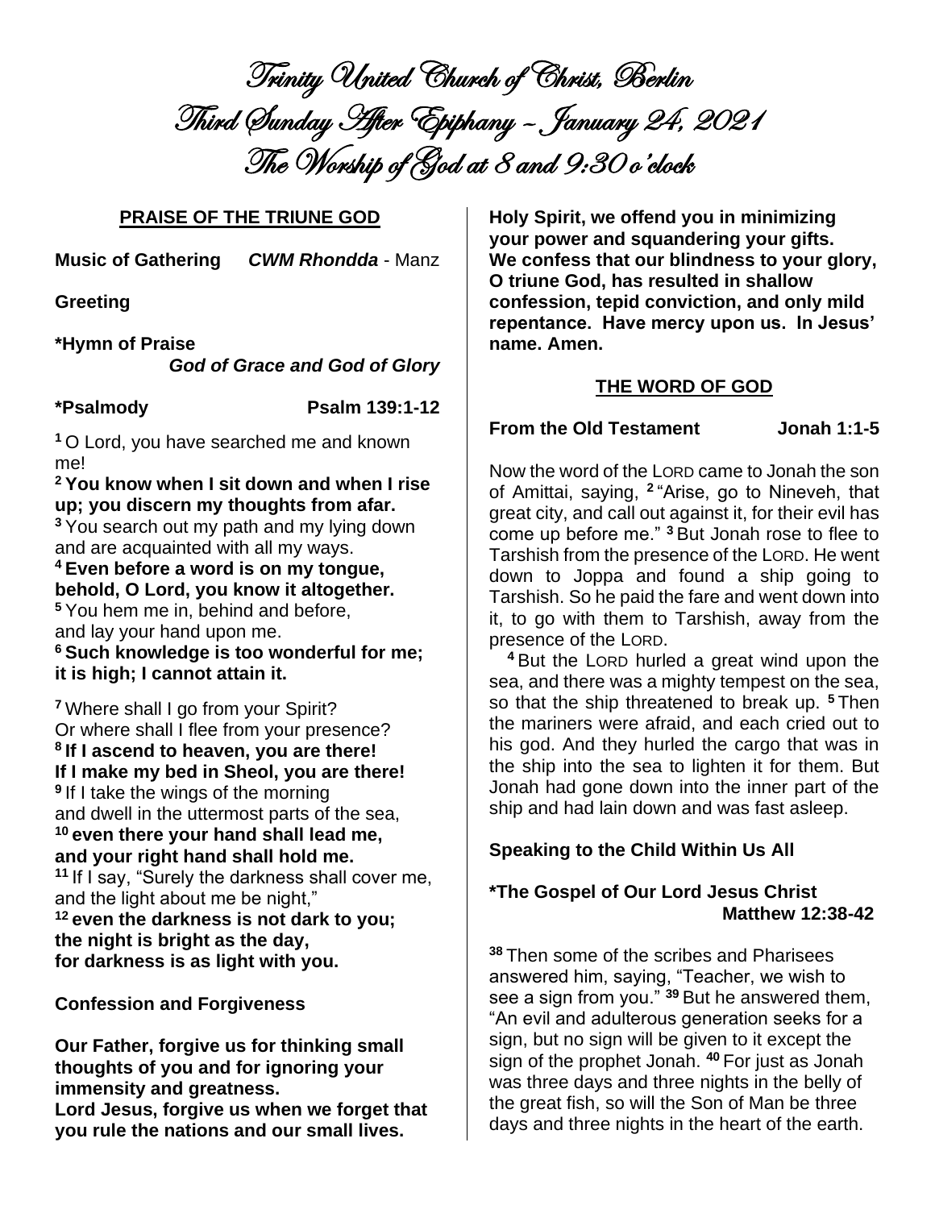# Trinity United Church of Christ, Berlin
# Third Sunday After Epiphany – January 24, 2021
# The Worship of God at 8 and 9:30 o'clock

## PRAISE OF THE TRIUNE GOD

**Music of Gathering** *CWM Rhondda* - Manz

**Greeting**

**\*Hymn of Praise**
***God of Grace and God of Glory***

**\*Psalmody** **Psalm 139:1-12**

[1] O Lord, you have searched me and known me!
**[2] You know when I sit down and when I rise up; you discern my thoughts from afar.**
[3] You search out my path and my lying down and are acquainted with all my ways.
**[4] Even before a word is on my tongue, behold, O Lord, you know it altogether.**
[5] You hem me in, behind and before, and lay your hand upon me.
**[6] Such knowledge is too wonderful for me; it is high; I cannot attain it.**

[7] Where shall I go from your Spirit? Or where shall I flee from your presence?
**[8] If I ascend to heaven, you are there! If I make my bed in Sheol, you are there!**
[9] If I take the wings of the morning and dwell in the uttermost parts of the sea,
**[10] even there your hand shall lead me, and your right hand shall hold me.**
[11] If I say, "Surely the darkness shall cover me, and the light about me be night,"
**[12] even the darkness is not dark to you; the night is bright as the day, for darkness is as light with you.**

**Confession and Forgiveness**

**Our Father, forgive us for thinking small thoughts of you and for ignoring your immensity and greatness.**
**Lord Jesus, forgive us when we forget that you rule the nations and our small lives.**
**Holy Spirit, we offend you in minimizing your power and squandering your gifts.**
**We confess that our blindness to your glory, O triune God, has resulted in shallow confession, tepid conviction, and only mild repentance. Have mercy upon us. In Jesus' name. Amen.**

## THE WORD OF GOD

**From the Old Testament** **Jonah 1:1-5**

Now the word of the LORD came to Jonah the son of Amittai, saying, [2] "Arise, go to Nineveh, that great city, and call out against it, for their evil has come up before me." [3] But Jonah rose to flee to Tarshish from the presence of the LORD. He went down to Joppa and found a ship going to Tarshish. So he paid the fare and went down into it, to go with them to Tarshish, away from the presence of the LORD.

[4] But the LORD hurled a great wind upon the sea, and there was a mighty tempest on the sea, so that the ship threatened to break up. [5] Then the mariners were afraid, and each cried out to his god. And they hurled the cargo that was in the ship into the sea to lighten it for them. But Jonah had gone down into the inner part of the ship and had lain down and was fast asleep.

**Speaking to the Child Within Us All**

**\*The Gospel of Our Lord Jesus Christ** **Matthew 12:38-42**

[38] Then some of the scribes and Pharisees answered him, saying, "Teacher, we wish to see a sign from you." [39] But he answered them, "An evil and adulterous generation seeks for a sign, but no sign will be given to it except the sign of the prophet Jonah. [40] For just as Jonah was three days and three nights in the belly of the great fish, so will the Son of Man be three days and three nights in the heart of the earth.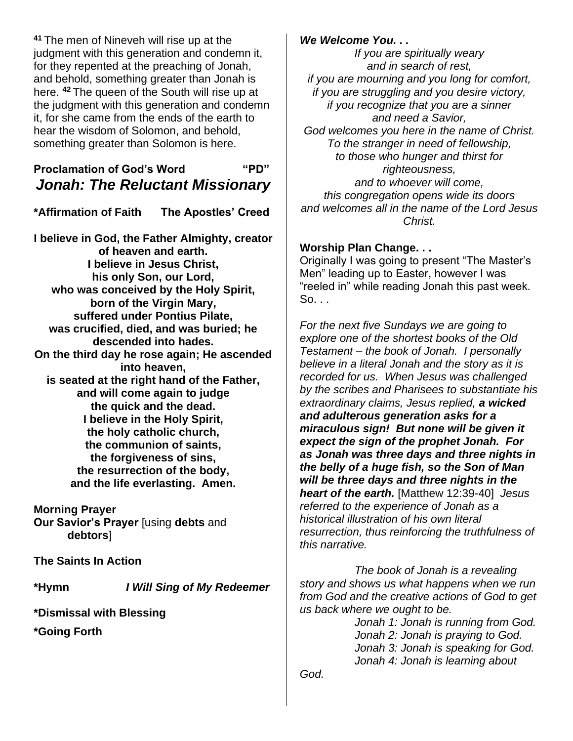[41] The men of Nineveh will rise up at the judgment with this generation and condemn it, for they repented at the preaching of Jonah, and behold, something greater than Jonah is here. [42] The queen of the South will rise up at the judgment with this generation and condemn it, for she came from the ends of the earth to hear the wisdom of Solomon, and behold, something greater than Solomon is here.

**Proclamation of God's Word "PD"**

***Jonah: The Reluctant Missionary***

**\*Affirmation of Faith The Apostles' Creed**

**I believe in God, the Father Almighty, creator of heaven and earth.**
**I believe in Jesus Christ,**
**his only Son, our Lord,**
**who was conceived by the Holy Spirit,**
**born of the Virgin Mary,**
**suffered under Pontius Pilate,**
**was crucified, died, and was buried; he descended into hades.**
**On the third day he rose again; He ascended into heaven,**
**is seated at the right hand of the Father,**
**and will come again to judge**
**the quick and the dead.**
**I believe in the Holy Spirit,**
**the holy catholic church,**
**the communion of saints,**
**the forgiveness of sins,**
**the resurrection of the body,**
**and the life everlasting. Amen.**

**Morning Prayer**

**Our Savior's Prayer** [using **debts** and **debtors**]

**The Saints In Action**

**\*Hymn** ***I Will Sing of My Redeemer***

**\*Dismissal with Blessing**

**\*Going Forth**

***We Welcome You. . .***

*If you are spiritually weary*
*and in search of rest,*
*if you are mourning and you long for comfort,*
*if you are struggling and you desire victory,*
*if you recognize that you are a sinner*
*and need a Savior,*
*God welcomes you here in the name of Christ.*
*To the stranger in need of fellowship,*
*to those who hunger and thirst for righteousness,*
*and to whoever will come,*
*this congregation opens wide its doors*
*and welcomes all in the name of the Lord Jesus Christ.*

**Worship Plan Change. . .**

Originally I was going to present "The Master's Men" leading up to Easter, however I was "reeled in" while reading Jonah this past week. So. . .

*For the next five Sundays we are going to explore one of the shortest books of the Old Testament – the book of Jonah. I personally believe in a literal Jonah and the story as it is recorded for us. When Jesus was challenged by the scribes and Pharisees to substantiate his extraordinary claims, Jesus replied,* ***a wicked and adulterous generation asks for a miraculous sign! But none will be given it expect the sign of the prophet Jonah. For as Jonah was three days and three nights in the belly of a huge fish, so the Son of Man will be three days and three nights in the heart of the earth.*** [Matthew 12:39-40] *Jesus referred to the experience of Jonah as a historical illustration of his own literal resurrection, thus reinforcing the truthfulness of this narrative.*

*The book of Jonah is a revealing story and shows us what happens when we run from God and the creative actions of God to get us back where we ought to be.*

*Jonah 1: Jonah is running from God.*
*Jonah 2: Jonah is praying to God.*
*Jonah 3: Jonah is speaking for God.*
*Jonah 4: Jonah is learning about God.*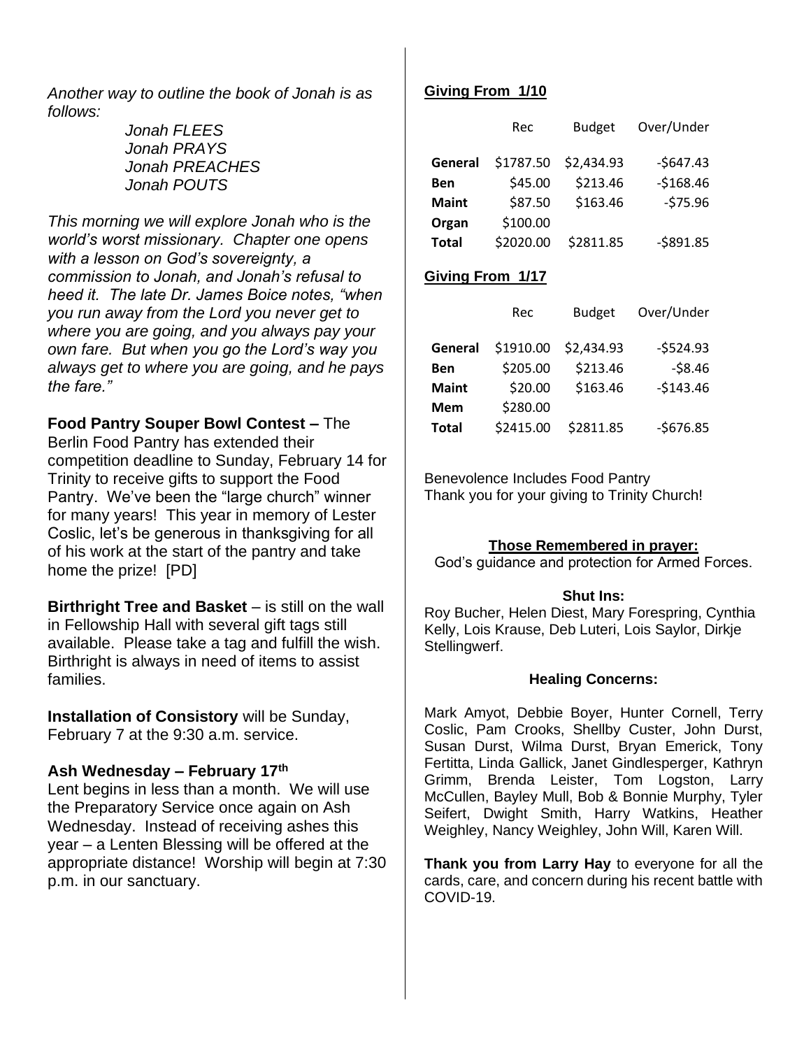*Another way to outline the book of Jonah is as follows:*

*Jonah FLEES*
*Jonah PRAYS*
*Jonah PREACHES*
*Jonah POUTS*

*This morning we will explore Jonah who is the world's worst missionary. Chapter one opens with a lesson on God's sovereignty, a commission to Jonah, and Jonah's refusal to heed it. The late Dr. James Boice notes, "when you run away from the Lord you never get to where you are going, and you always pay your own fare. But when you go the Lord's way you always get to where you are going, and he pays the fare."*

**Food Pantry Souper Bowl Contest –** The Berlin Food Pantry has extended their competition deadline to Sunday, February 14 for Trinity to receive gifts to support the Food Pantry. We've been the "large church" winner for many years! This year in memory of Lester Coslic, let's be generous in thanksgiving for all of his work at the start of the pantry and take home the prize! [PD]

**Birthright Tree and Basket** – is still on the wall in Fellowship Hall with several gift tags still available. Please take a tag and fulfill the wish. Birthright is always in need of items to assist families.

**Installation of Consistory** will be Sunday, February 7 at the 9:30 a.m. service.

**Ash Wednesday – February 17th**
Lent begins in less than a month. We will use the Preparatory Service once again on Ash Wednesday. Instead of receiving ashes this year – a Lenten Blessing will be offered at the appropriate distance! Worship will begin at 7:30 p.m. in our sanctuary.

**Giving From 1/10**

| | Rec | Budget | Over/Under |
|---|---|---|---|
| **General** | $1787.50 | $2,434.93 | -$647.43 |
| **Ben** | $45.00 | $213.46 | -$168.46 |
| **Maint** | $87.50 | $163.46 | -$75.96 |
| **Organ** | $100.00 | | |
| **Total** | $2020.00 | $2811.85 | -$891.85 |

**Giving From 1/17**

| | Rec | Budget | Over/Under |
|---|---|---|---|
| **General** | $1910.00 | $2,434.93 | -$524.93 |
| **Ben** | $205.00 | $213.46 | -$8.46 |
| **Maint** | $20.00 | $163.46 | -$143.46 |
| **Mem** | $280.00 | | |
| **Total** | $2415.00 | $2811.85 | -$676.85 |

Benevolence Includes Food Pantry
Thank you for your giving to Trinity Church!

**Those Remembered in prayer:**
God's guidance and protection for Armed Forces.

**Shut Ins:**
Roy Bucher, Helen Diest, Mary Forespring, Cynthia Kelly, Lois Krause, Deb Luteri, Lois Saylor, Dirkje Stellingwerf.

**Healing Concerns:**

Mark Amyot, Debbie Boyer, Hunter Cornell, Terry Coslic, Pam Crooks, Shellby Custer, John Durst, Susan Durst, Wilma Durst, Bryan Emerick, Tony Fertitta, Linda Gallick, Janet Gindlesperger, Kathryn Grimm, Brenda Leister, Tom Logston, Larry McCullen, Bayley Mull, Bob & Bonnie Murphy, Tyler Seifert, Dwight Smith, Harry Watkins, Heather Weighley, Nancy Weighley, John Will, Karen Will.

**Thank you from Larry Hay** to everyone for all the cards, care, and concern during his recent battle with COVID-19.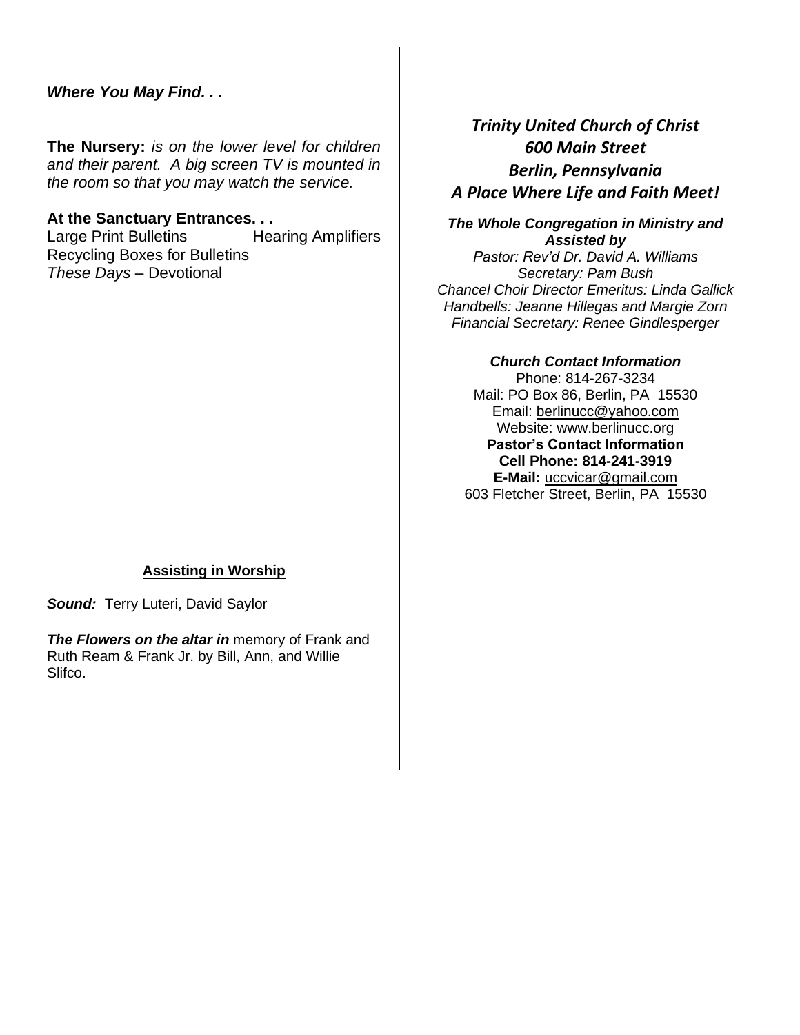***Where You May Find. . .***

**The Nursery:** *is on the lower level for children and their parent. A big screen TV is mounted in the room so that you may watch the service.*

**At the Sanctuary Entrances. . .**

Large Print Bulletins    Hearing Amplifiers
Recycling Boxes for Bulletins
*These Days* – Devotional

**Assisting in Worship**

***Sound:*** Terry Luteri, David Saylor

***The Flowers on the altar in*** memory of Frank and Ruth Ream & Frank Jr. by Bill, Ann, and Willie Slifco.

## *Trinity United Church of Christ*
## *600 Main Street*
## *Berlin, Pennsylvania*
## *A Place Where Life and Faith Meet!*

***The Whole Congregation in Ministry and Assisted by***

*Pastor: Rev'd Dr. David A. Williams*
*Secretary: Pam Bush*
*Chancel Choir Director Emeritus: Linda Gallick*
*Handbells: Jeanne Hillegas and Margie Zorn*
*Financial Secretary: Renee Gindlesperger*

***Church Contact Information***

Phone: 814-267-3234
Mail: PO Box 86, Berlin, PA 15530
Email: berlinucc@yahoo.com
Website: www.berlinucc.org

**Pastor's Contact Information**
**Cell Phone: 814-241-3919**
**E-Mail:** uccvicar@gmail.com
603 Fletcher Street, Berlin, PA 15530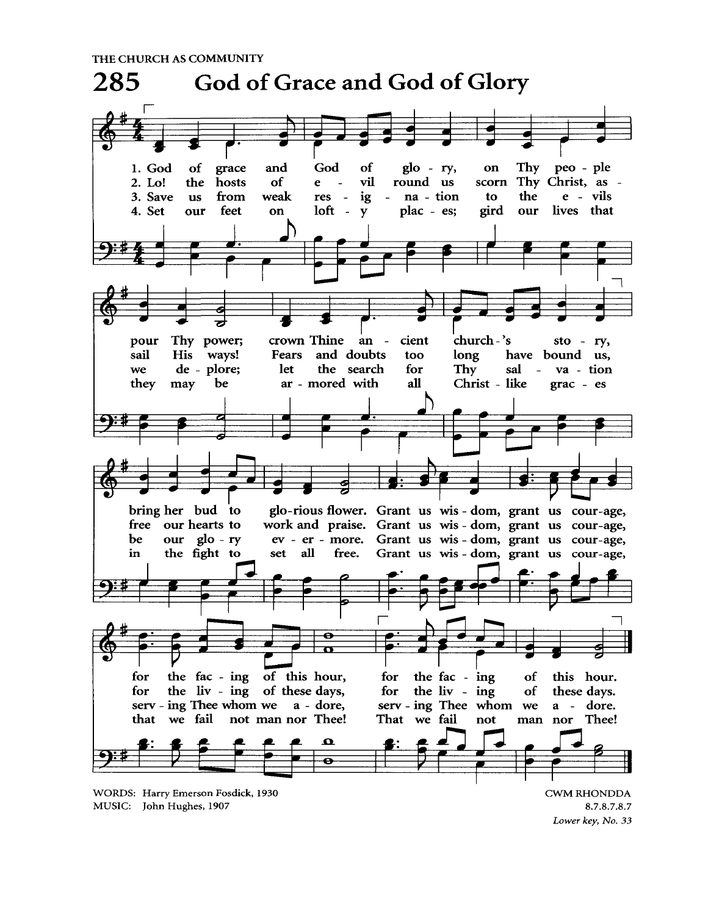THE CHURCH AS COMMUNITY

# 285 God of Grace and God of Glory

1. God of grace and God of glory, on Thy people pour Thy power; crown Thine ancient church's story, bring her bud to glorious flower. Grant us wisdom, grant us courage, for the facing of this hour, for the facing of this hour.

2. Lo! the hosts of evil round us scorn Thy Christ, assail His ways! Fears and doubts too long have bound us, free our hearts to work and praise. Grant us wisdom, grant us courage, for the living of these days, for the living of these days.

3. Save us from weak resignation to the evils we deplore; let the search for Thy salvation be our glory evermore. Grant us wisdom, grant us courage, serving Thee whom we adore, serving Thee whom we adore.

4. Set our feet on lofty places; gird our lives that they may be armored with all Christlike graces in the fight to set all free. Grant us wisdom, grant us courage, that we fail not man nor Thee! That we fail not man nor Thee!

WORDS: Harry Emerson Fosdick, 1930
MUSIC: John Hughes, 1907

CWM RHONDDA
8.7.8.7.8.7
*Lower key, No. 33*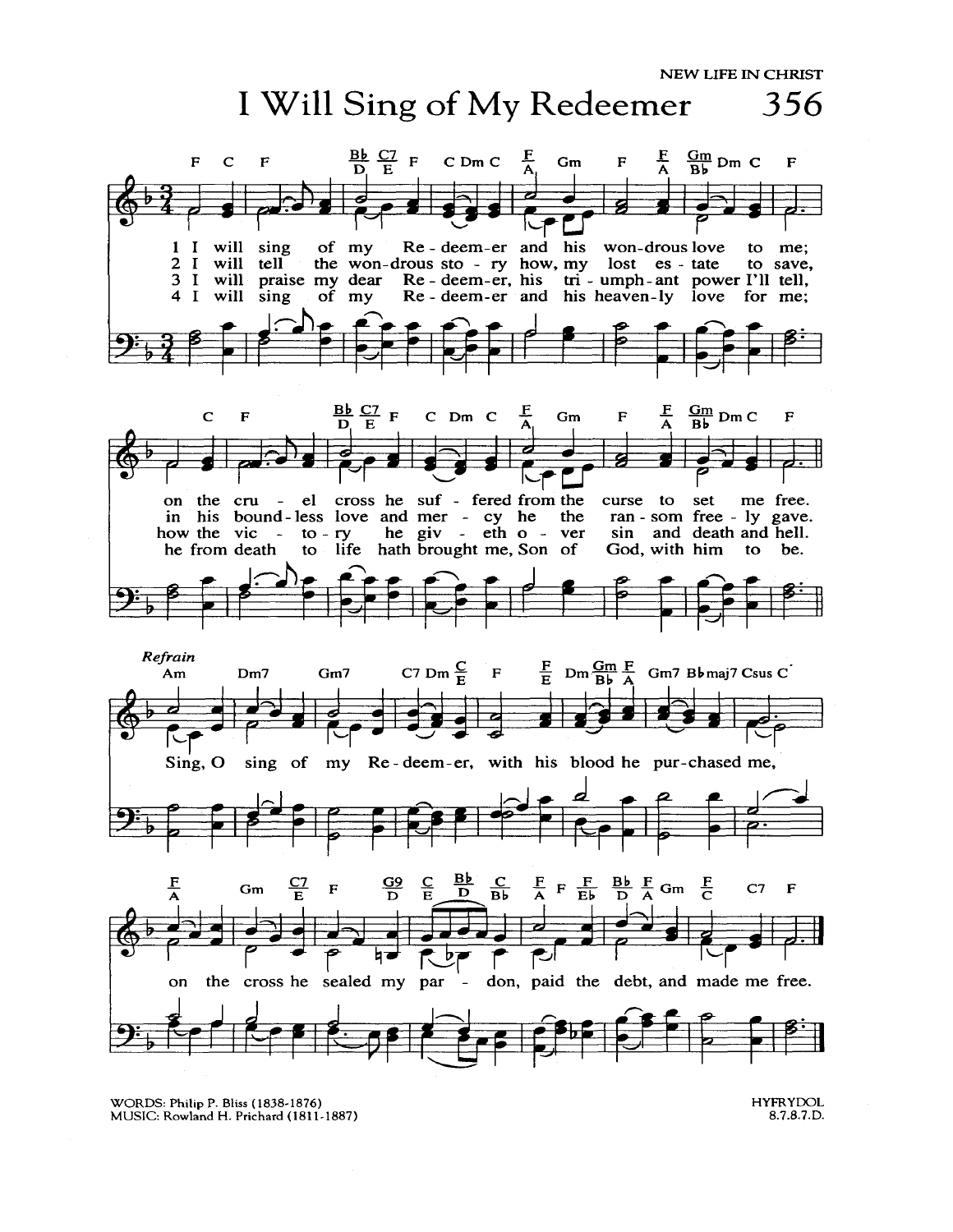NEW LIFE IN CHRIST

# I Will Sing of My Redeemer

1 I will sing of my Redeemer and his wondrous love to me;
on the cruel cross he suffered from the curse to set me free.

2 I will tell the wondrous story how, my lost estate to save,
in his boundless love and mercy he the ransom freely gave.

3 I will praise my dear Redeemer, his triumphant power I'll tell,
how the victory he giveth over sin and death and hell.

4 I will sing of my Redeemer and his heavenly love for me;
he from death to life hath brought me, Son of God, with him to be.

*Refrain*

Sing, O sing of my Redeemer, with his blood he purchased me,
on the cross he sealed my pardon, paid the debt, and made me free.

WORDS: Philip P. Bliss (1838-1876)
MUSIC: Rowland H. Prichard (1811-1887)

HYFRYDOL
8.7.8.7.D.